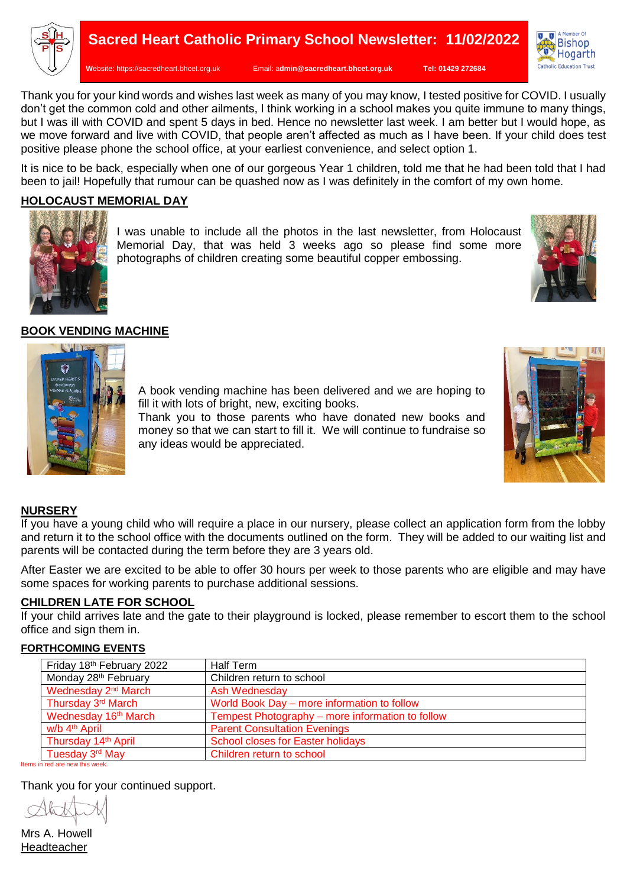# Sacred Heart Catholic Primary School Newsletter: 11/02/2022

Website: https://sacredheart.bhcet.org.uk Email: admin@sacredheart.bhcet.org.uk Tel: 01429 272684

Thank you for your kind words and wishes last week as many of you may know, I tested positive for COVID. I usually don't get the common cold and other ailments, I think working in a school makes you quite immune to many things, but I was ill with COVID and spent 5 days in bed. Hence no newsletter last week. I am better but I would hope, as we move forward and live with COVID, that people aren't affected as much as I have been. If your child does test positive please phone the school office, at your earliest convenience, and select option 1.

It is nice to be back, especially when one of our gorgeous Year 1 children, told me that he had been told that I had been to jail! Hopefully that rumour can be quashed now as I was definitely in the comfort of my own home.

## HOLOCAUST MEMORIAL DAY

I was unable to include all the photos in the last newsletter, from Holocaust Memorial Day, that was held 3 weeks ago so please find some more photographs of children creating some beautiful copper embossing.

## BOOK VENDING MACHINE

A book vending machine has been delivered and we are hoping to fill it with lots of bright, new, exciting books.
Thank you to those parents who have donated new books and money so that we can start to fill it. We will continue to fundraise so any ideas would be appreciated.

## NURSERY

If you have a young child who will require a place in our nursery, please collect an application form from the lobby and return it to the school office with the documents outlined on the form. They will be added to our waiting list and parents will be contacted during the term before they are 3 years old.

After Easter we are excited to be able to offer 30 hours per week to those parents who are eligible and may have some spaces for working parents to purchase additional sessions.

## CHILDREN LATE FOR SCHOOL

If your child arrives late and the gate to their playground is locked, please remember to escort them to the school office and sign them in.

## FORTHCOMING EVENTS

| Date | Event |
|---|---|
| Friday 18th February 2022 | Half Term |
| Monday 28th February | Children return to school |
| Wednesday 2nd March | Ash Wednesday |
| Thursday 3rd March | World Book Day – more information to follow |
| Wednesday 16th March | Tempest Photography – more information to follow |
| w/b 4th April | Parent Consultation Evenings |
| Thursday 14th April | School closes for Easter holidays |
| Tuesday 3rd May | Children return to school |

Items in red are new this week.

Thank you for your continued support.

Mrs A. Howell
Headteacher